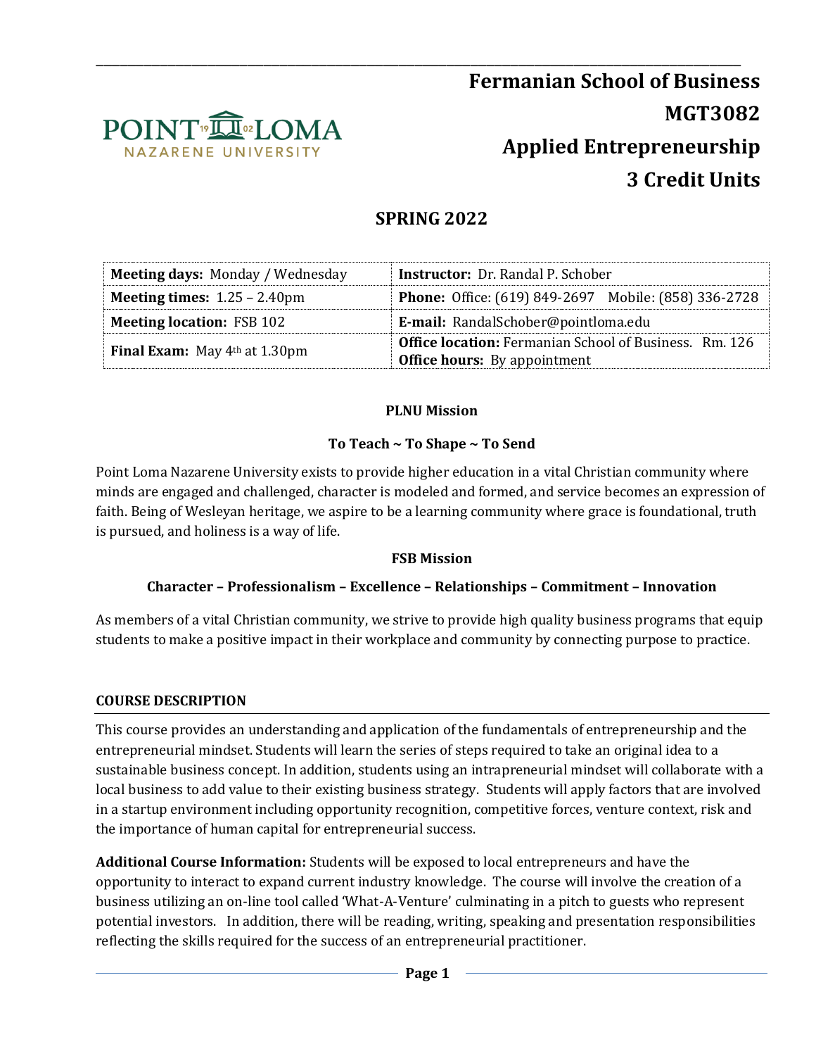# Fermanian School of Business
# MGT3082
# Applied Entrepreneurship
# 3 Credit Units

## SPRING 2022

| **Meeting days:** Monday / Wednesday | **Instructor:** Dr. Randal P. Schober |
|---|---|
| **Meeting times:** 1.25 – 2.40pm | **Phone:** Office: (619) 849-2697 Mobile: (858) 336-2728 |
| **Meeting location:** FSB 102 | **E-mail:** RandalSchober@pointloma.edu |
| **Final Exam:** May 4th at 1.30pm | **Office location:** Fermanian School of Business. Rm. 126 **Office hours:** By appointment |

**PLNU Mission**

**To Teach ~ To Shape ~ To Send**

Point Loma Nazarene University exists to provide higher education in a vital Christian community where minds are engaged and challenged, character is modeled and formed, and service becomes an expression of faith. Being of Wesleyan heritage, we aspire to be a learning community where grace is foundational, truth is pursued, and holiness is a way of life.

**FSB Mission**

**Character – Professionalism – Excellence – Relationships – Commitment – Innovation**

As members of a vital Christian community, we strive to provide high quality business programs that equip students to make a positive impact in their workplace and community by connecting purpose to practice.

### COURSE DESCRIPTION

This course provides an understanding and application of the fundamentals of entrepreneurship and the entrepreneurial mindset. Students will learn the series of steps required to take an original idea to a sustainable business concept. In addition, students using an intrapreneurial mindset will collaborate with a local business to add value to their existing business strategy. Students will apply factors that are involved in a startup environment including opportunity recognition, competitive forces, venture context, risk and the importance of human capital for entrepreneurial success.

**Additional Course Information:** Students will be exposed to local entrepreneurs and have the opportunity to interact to expand current industry knowledge. The course will involve the creation of a business utilizing an on-line tool called 'What-A-Venture' culminating in a pitch to guests who represent potential investors. In addition, there will be reading, writing, speaking and presentation responsibilities reflecting the skills required for the success of an entrepreneurial practitioner.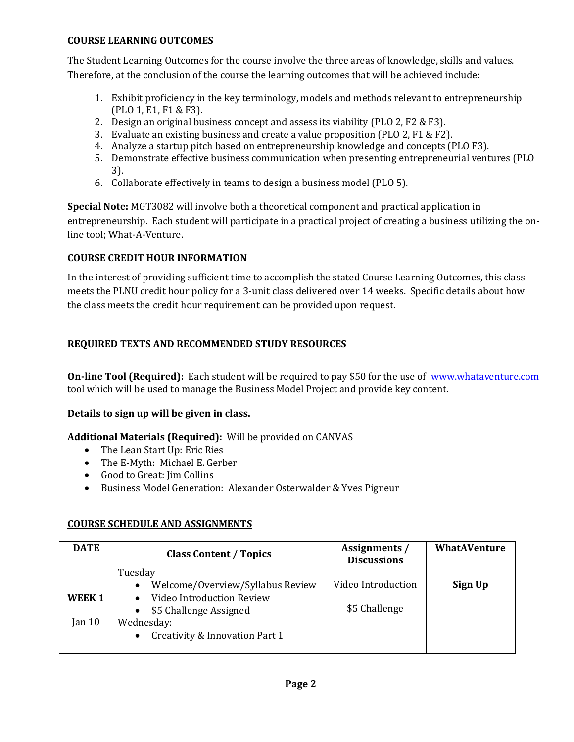## COURSE LEARNING OUTCOMES

The Student Learning Outcomes for the course involve the three areas of knowledge, skills and values. Therefore, at the conclusion of the course the learning outcomes that will be achieved include:

1. Exhibit proficiency in the key terminology, models and methods relevant to entrepreneurship (PLO 1, E1, F1 & F3).
2. Design an original business concept and assess its viability (PLO 2, F2 & F3).
3. Evaluate an existing business and create a value proposition (PLO 2, F1 & F2).
4. Analyze a startup pitch based on entrepreneurship knowledge and concepts (PLO F3).
5. Demonstrate effective business communication when presenting entrepreneurial ventures (PLO 3).
6. Collaborate effectively in teams to design a business model (PLO 5).

**Special Note:** MGT3082 will involve both a theoretical component and practical application in entrepreneurship. Each student will participate in a practical project of creating a business utilizing the on-line tool; What-A-Venture.

## COURSE CREDIT HOUR INFORMATION

In the interest of providing sufficient time to accomplish the stated Course Learning Outcomes, this class meets the PLNU credit hour policy for a 3-unit class delivered over 14 weeks. Specific details about how the class meets the credit hour requirement can be provided upon request.

## REQUIRED TEXTS AND RECOMMENDED STUDY RESOURCES

**On-line Tool (Required):** Each student will be required to pay $50 for the use of www.whataventure.com tool which will be used to manage the Business Model Project and provide key content.

**Details to sign up will be given in class.**

**Additional Materials (Required):** Will be provided on CANVAS

- The Lean Start Up: Eric Ries
- The E-Myth: Michael E. Gerber
- Good to Great: Jim Collins
- Business Model Generation: Alexander Osterwalder & Yves Pigneur

## COURSE SCHEDULE AND ASSIGNMENTS

| DATE | Class Content / Topics | Assignments / Discussions | WhatAVenture |
|---|---|---|---|
| **WEEK 1**<br>Jan 10 | Tuesday<br>• Welcome/Overview/Syllabus Review<br>• Video Introduction Review<br>• $5 Challenge Assigned<br>Wednesday:<br>• Creativity & Innovation Part 1 | Video Introduction<br><br>$5 Challenge | **Sign Up** |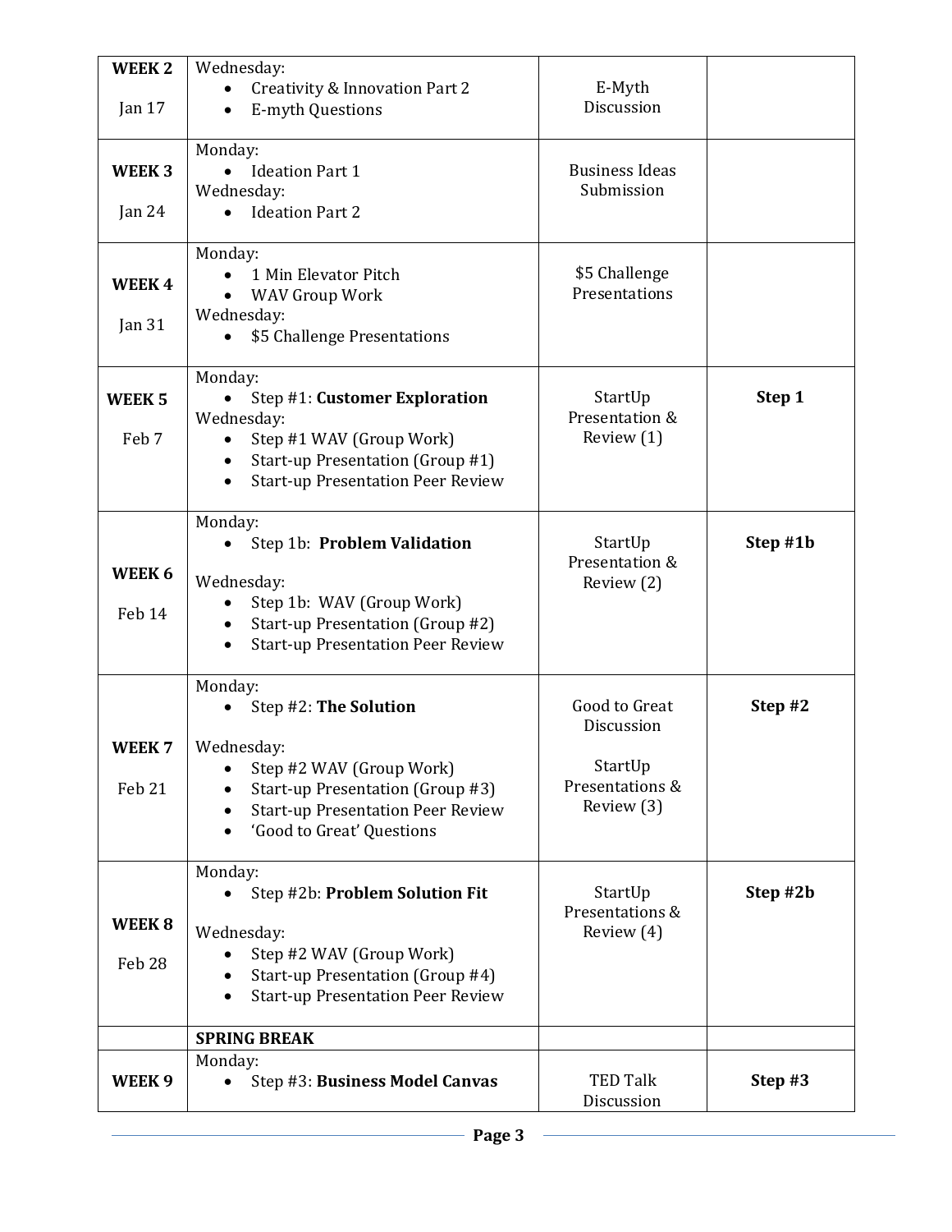| | | | |
|---|---|---|---|
| **WEEK 2**<br><br>Jan 17 | Wednesday:<br>• Creativity & Innovation Part 2<br>• E-myth Questions | E-Myth Discussion | |
| **WEEK 3**<br><br>Jan 24 | Monday:<br>• Ideation Part 1<br>Wednesday:<br>• Ideation Part 2 | Business Ideas Submission | |
| **WEEK 4**<br><br>Jan 31 | Monday:<br>• 1 Min Elevator Pitch<br>• WAV Group Work<br>Wednesday:<br>• $5 Challenge Presentations | $5 Challenge Presentations | |
| **WEEK 5**<br><br>Feb 7 | Monday:<br>• Step #1: **Customer Exploration**<br>Wednesday:<br>• Step #1 WAV (Group Work)<br>• Start-up Presentation (Group #1)<br>• Start-up Presentation Peer Review | StartUp Presentation & Review (1) | **Step 1** |
| **WEEK 6**<br><br>Feb 14 | Monday:<br>• Step 1b: **Problem Validation**<br><br>Wednesday:<br>• Step 1b: WAV (Group Work)<br>• Start-up Presentation (Group #2)<br>• Start-up Presentation Peer Review | StartUp Presentation & Review (2) | **Step #1b** |
| **WEEK 7**<br><br>Feb 21 | Monday:<br>• Step #2: **The Solution**<br><br>Wednesday:<br>• Step #2 WAV (Group Work)<br>• Start-up Presentation (Group #3)<br>• Start-up Presentation Peer Review<br>• 'Good to Great' Questions | Good to Great Discussion<br><br>StartUp Presentations & Review (3) | **Step #2** |
| **WEEK 8**<br><br>Feb 28 | Monday:<br>• Step #2b: **Problem Solution Fit**<br><br>Wednesday:<br>• Step #2 WAV (Group Work)<br>• Start-up Presentation (Group #4)<br>• Start-up Presentation Peer Review | StartUp Presentations & Review (4) | **Step #2b** |
| | **SPRING BREAK** | | |
| **WEEK 9** | Monday:<br>• Step #3: **Business Model Canvas** | TED Talk Discussion | **Step #3** |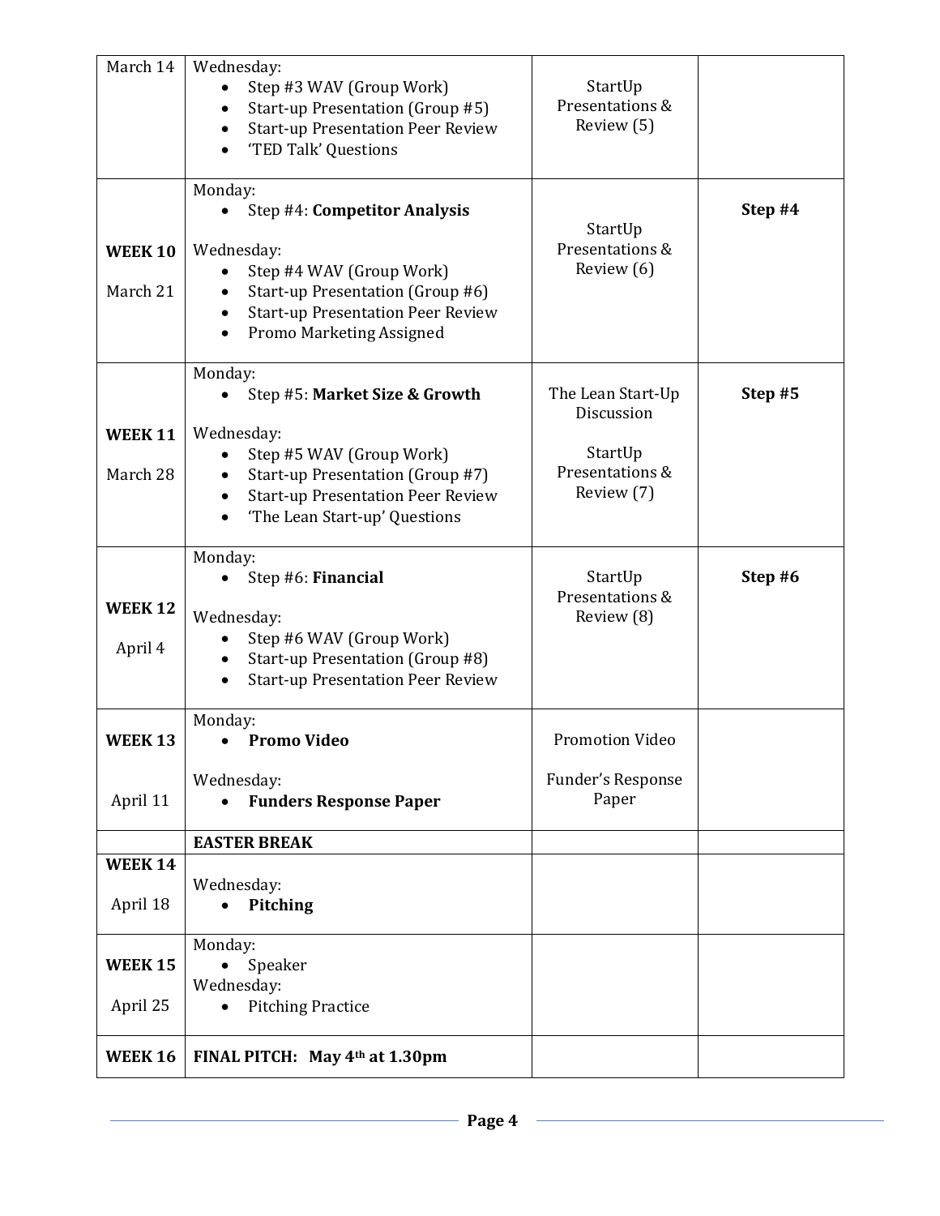| | | | |
|---|---|---|---|
| March 14 | Wednesday:<br>• Step #3 WAV (Group Work)<br>• Start-up Presentation (Group #5)<br>• Start-up Presentation Peer Review<br>• 'TED Talk' Questions | StartUp Presentations & Review (5) | |
| **WEEK 10**<br>March 21 | Monday:<br>• Step #4: **Competitor Analysis**<br><br>Wednesday:<br>• Step #4 WAV (Group Work)<br>• Start-up Presentation (Group #6)<br>• Start-up Presentation Peer Review<br>• Promo Marketing Assigned | StartUp Presentations & Review (6) | **Step #4** |
| **WEEK 11**<br>March 28 | Monday:<br>• Step #5: **Market Size & Growth**<br><br>Wednesday:<br>• Step #5 WAV (Group Work)<br>• Start-up Presentation (Group #7)<br>• Start-up Presentation Peer Review<br>• 'The Lean Start-up' Questions | The Lean Start-Up Discussion<br><br>StartUp Presentations & Review (7) | **Step #5** |
| **WEEK 12**<br>April 4 | Monday:<br>• Step #6: **Financial**<br><br>Wednesday:<br>• Step #6 WAV (Group Work)<br>• Start-up Presentation (Group #8)<br>• Start-up Presentation Peer Review | StartUp Presentations & Review (8) | **Step #6** |
| **WEEK 13**<br>April 11 | Monday:<br>• **Promo Video**<br><br>Wednesday:<br>• **Funders Response Paper** | Promotion Video<br><br>Funder's Response Paper | |
| | **EASTER BREAK** | | |
| **WEEK 14**<br>April 18 | Wednesday:<br>• **Pitching** | | |
| **WEEK 15**<br>April 25 | Monday:<br>• Speaker<br>Wednesday:<br>• Pitching Practice | | |
| **WEEK 16** | **FINAL PITCH: May 4th at 1.30pm** | | |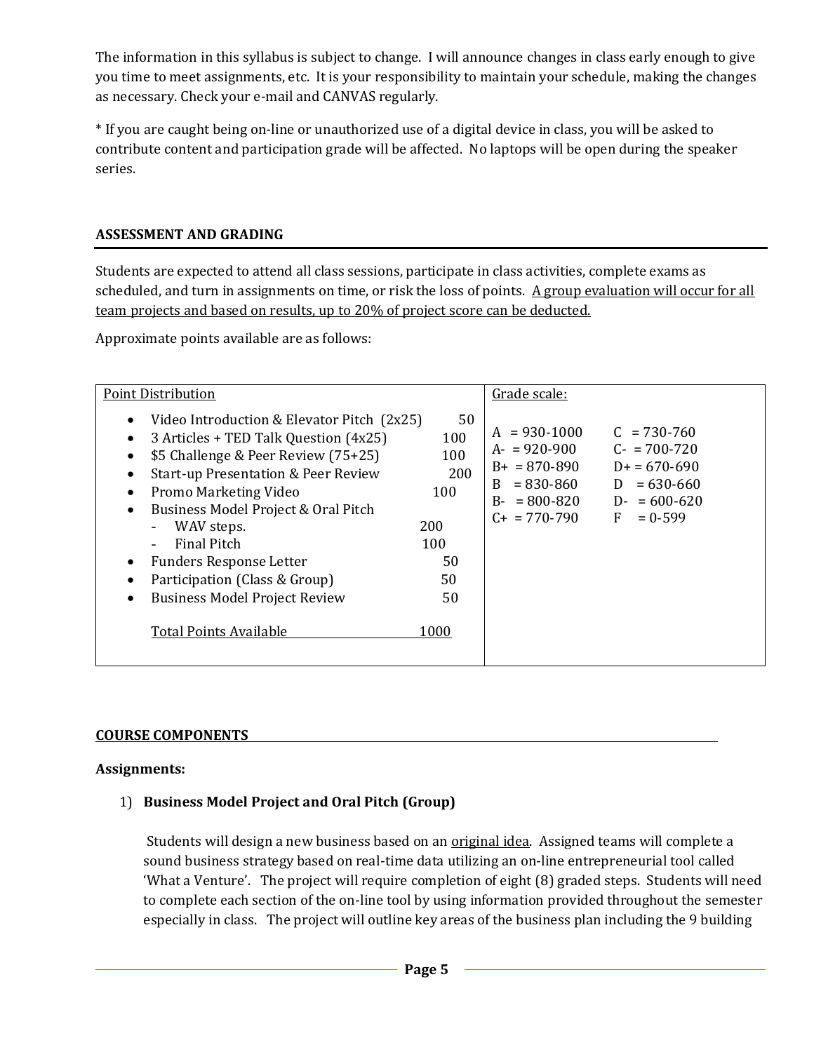The information in this syllabus is subject to change. I will announce changes in class early enough to give you time to meet assignments, etc. It is your responsibility to maintain your schedule, making the changes as necessary. Check your e-mail and CANVAS regularly.

* If you are caught being on-line or unauthorized use of a digital device in class, you will be asked to contribute content and participation grade will be affected. No laptops will be open during the speaker series.

## ASSESSMENT AND GRADING

Students are expected to attend all class sessions, participate in class activities, complete exams as scheduled, and turn in assignments on time, or risk the loss of points. A group evaluation will occur for all team projects and based on results, up to 20% of project score can be deducted.

Approximate points available are as follows:

| Point Distribution | | Grade scale: | |
|---|---|---|---|
| • Video Introduction & Elevator Pitch (2x25) | 50 | A = 930-1000 | C = 730-760 |
| • 3 Articles + TED Talk Question (4x25) | 100 | A- = 920-900 | C- = 700-720 |
| • $5 Challenge & Peer Review (75+25) | 100 | B+ = 870-890 | D+ = 670-690 |
| • Start-up Presentation & Peer Review | 200 | B = 830-860 | D = 630-660 |
| • Promo Marketing Video | 100 | B- = 800-820 | D- = 600-620 |
| • Business Model Project & Oral Pitch | | C+ = 770-790 | F = 0-599 |
| - WAV steps. | 200 | | |
| - Final Pitch | 100 | | |
| • Funders Response Letter | 50 | | |
| • Participation (Class & Group) | 50 | | |
| • Business Model Project Review | 50 | | |
| Total Points Available | 1000 | | |

## COURSE COMPONENTS

**Assignments:**

1) **Business Model Project and Oral Pitch (Group)**

   Students will design a new business based on an original idea. Assigned teams will complete a sound business strategy based on real-time data utilizing an on-line entrepreneurial tool called 'What a Venture'. The project will require completion of eight (8) graded steps. Students will need to complete each section of the on-line tool by using information provided throughout the semester especially in class. The project will outline key areas of the business plan including the 9 building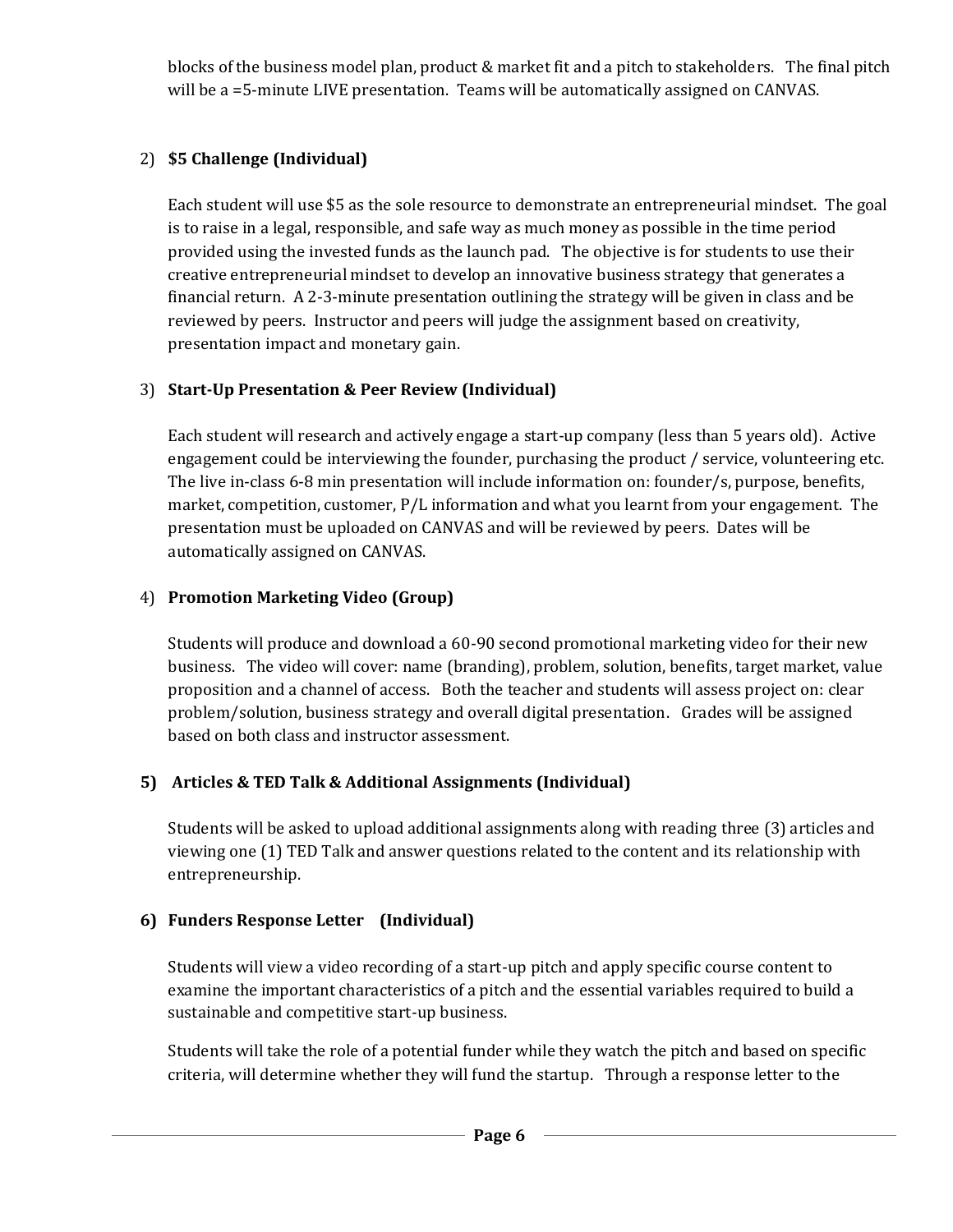blocks of the business model plan, product & market fit and a pitch to stakeholders. The final pitch will be a =5-minute LIVE presentation. Teams will be automatically assigned on CANVAS.

2) **$5 Challenge (Individual)**

   Each student will use $5 as the sole resource to demonstrate an entrepreneurial mindset. The goal is to raise in a legal, responsible, and safe way as much money as possible in the time period provided using the invested funds as the launch pad. The objective is for students to use their creative entrepreneurial mindset to develop an innovative business strategy that generates a financial return. A 2-3-minute presentation outlining the strategy will be given in class and be reviewed by peers. Instructor and peers will judge the assignment based on creativity, presentation impact and monetary gain.

3) **Start-Up Presentation & Peer Review (Individual)**

   Each student will research and actively engage a start-up company (less than 5 years old). Active engagement could be interviewing the founder, purchasing the product / service, volunteering etc. The live in-class 6-8 min presentation will include information on: founder/s, purpose, benefits, market, competition, customer, P/L information and what you learnt from your engagement. The presentation must be uploaded on CANVAS and will be reviewed by peers. Dates will be automatically assigned on CANVAS.

4) **Promotion Marketing Video (Group)**

   Students will produce and download a 60-90 second promotional marketing video for their new business. The video will cover: name (branding), problem, solution, benefits, target market, value proposition and a channel of access. Both the teacher and students will assess project on: clear problem/solution, business strategy and overall digital presentation. Grades will be assigned based on both class and instructor assessment.

5) **Articles & TED Talk & Additional Assignments (Individual)**

   Students will be asked to upload additional assignments along with reading three (3) articles and viewing one (1) TED Talk and answer questions related to the content and its relationship with entrepreneurship.

6) **Funders Response Letter (Individual)**

   Students will view a video recording of a start-up pitch and apply specific course content to examine the important characteristics of a pitch and the essential variables required to build a sustainable and competitive start-up business.

   Students will take the role of a potential funder while they watch the pitch and based on specific criteria, will determine whether they will fund the startup. Through a response letter to the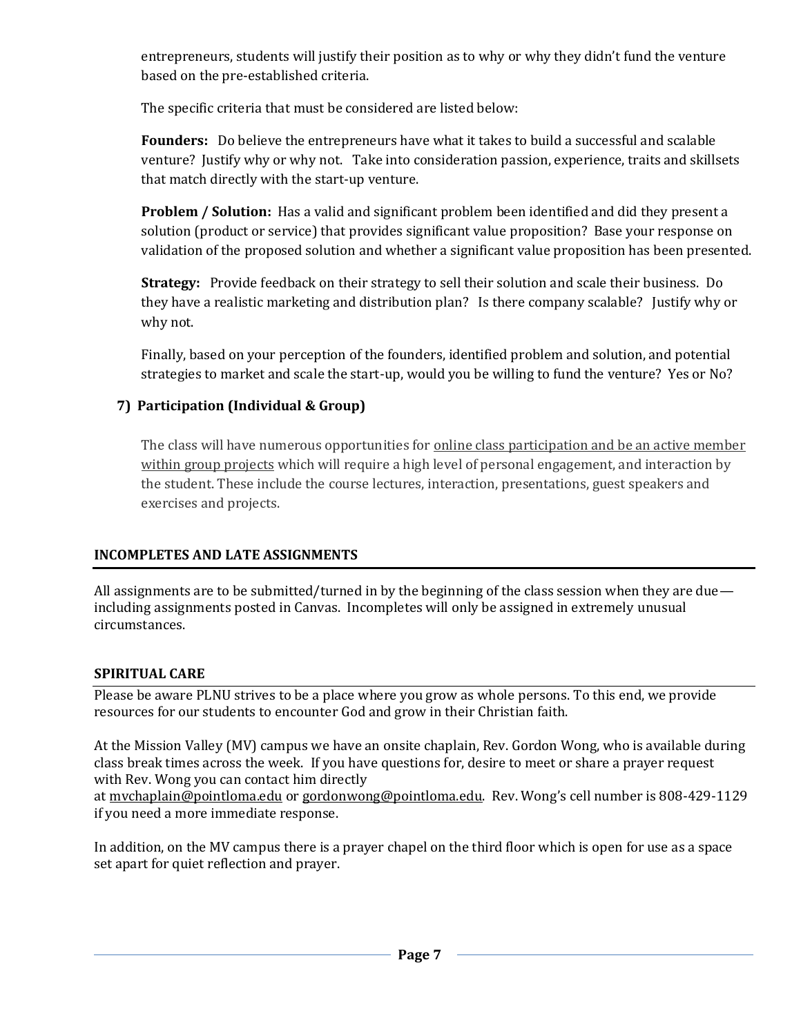entrepreneurs, students will justify their position as to why or why they didn't fund the venture based on the pre-established criteria.

The specific criteria that must be considered are listed below:

**Founders:** Do believe the entrepreneurs have what it takes to build a successful and scalable venture? Justify why or why not. Take into consideration passion, experience, traits and skillsets that match directly with the start-up venture.

**Problem / Solution:** Has a valid and significant problem been identified and did they present a solution (product or service) that provides significant value proposition? Base your response on validation of the proposed solution and whether a significant value proposition has been presented.

**Strategy:** Provide feedback on their strategy to sell their solution and scale their business. Do they have a realistic marketing and distribution plan? Is there company scalable? Justify why or why not.

Finally, based on your perception of the founders, identified problem and solution, and potential strategies to market and scale the start-up, would you be willing to fund the venture? Yes or No?

### 7) Participation (Individual & Group)

The class will have numerous opportunities for <u>online class participation and be an active member within group projects</u> which will require a high level of personal engagement, and interaction by the student. These include the course lectures, interaction, presentations, guest speakers and exercises and projects.

## INCOMPLETES AND LATE ASSIGNMENTS

All assignments are to be submitted/turned in by the beginning of the class session when they are due—including assignments posted in Canvas. Incompletes will only be assigned in extremely unusual circumstances.

## SPIRITUAL CARE

Please be aware PLNU strives to be a place where you grow as whole persons. To this end, we provide resources for our students to encounter God and grow in their Christian faith.

At the Mission Valley (MV) campus we have an onsite chaplain, Rev. Gordon Wong, who is available during class break times across the week. If you have questions for, desire to meet or share a prayer request with Rev. Wong you can contact him directly at mvchaplain@pointloma.edu or gordonwong@pointloma.edu. Rev. Wong's cell number is 808-429-1129 if you need a more immediate response.

In addition, on the MV campus there is a prayer chapel on the third floor which is open for use as a space set apart for quiet reflection and prayer.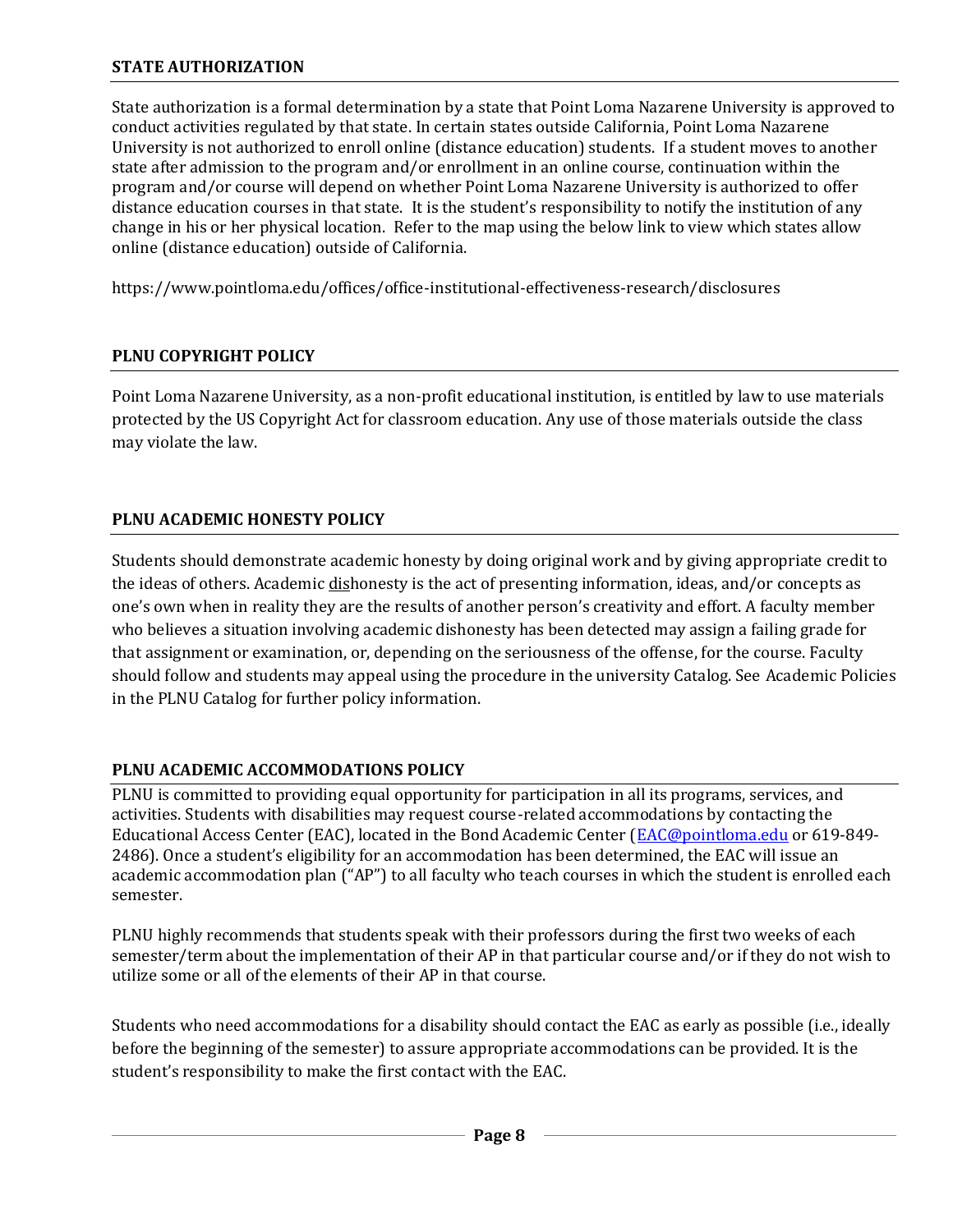## STATE AUTHORIZATION

State authorization is a formal determination by a state that Point Loma Nazarene University is approved to conduct activities regulated by that state. In certain states outside California, Point Loma Nazarene University is not authorized to enroll online (distance education) students. If a student moves to another state after admission to the program and/or enrollment in an online course, continuation within the program and/or course will depend on whether Point Loma Nazarene University is authorized to offer distance education courses in that state. It is the student's responsibility to notify the institution of any change in his or her physical location. Refer to the map using the below link to view which states allow online (distance education) outside of California.

https://www.pointloma.edu/offices/office-institutional-effectiveness-research/disclosures

## PLNU COPYRIGHT POLICY

Point Loma Nazarene University, as a non-profit educational institution, is entitled by law to use materials protected by the US Copyright Act for classroom education. Any use of those materials outside the class may violate the law.

## PLNU ACADEMIC HONESTY POLICY

Students should demonstrate academic honesty by doing original work and by giving appropriate credit to the ideas of others. Academic <u>dis</u>honesty is the act of presenting information, ideas, and/or concepts as one's own when in reality they are the results of another person's creativity and effort. A faculty member who believes a situation involving academic dishonesty has been detected may assign a failing grade for that assignment or examination, or, depending on the seriousness of the offense, for the course. Faculty should follow and students may appeal using the procedure in the university Catalog. See Academic Policies in the PLNU Catalog for further policy information.

## PLNU ACADEMIC ACCOMMODATIONS POLICY

PLNU is committed to providing equal opportunity for participation in all its programs, services, and activities. Students with disabilities may request course-related accommodations by contacting the Educational Access Center (EAC), located in the Bond Academic Center (EAC@pointloma.edu or 619-849-2486). Once a student's eligibility for an accommodation has been determined, the EAC will issue an academic accommodation plan ("AP") to all faculty who teach courses in which the student is enrolled each semester.

PLNU highly recommends that students speak with their professors during the first two weeks of each semester/term about the implementation of their AP in that particular course and/or if they do not wish to utilize some or all of the elements of their AP in that course.

Students who need accommodations for a disability should contact the EAC as early as possible (i.e., ideally before the beginning of the semester) to assure appropriate accommodations can be provided. It is the student's responsibility to make the first contact with the EAC.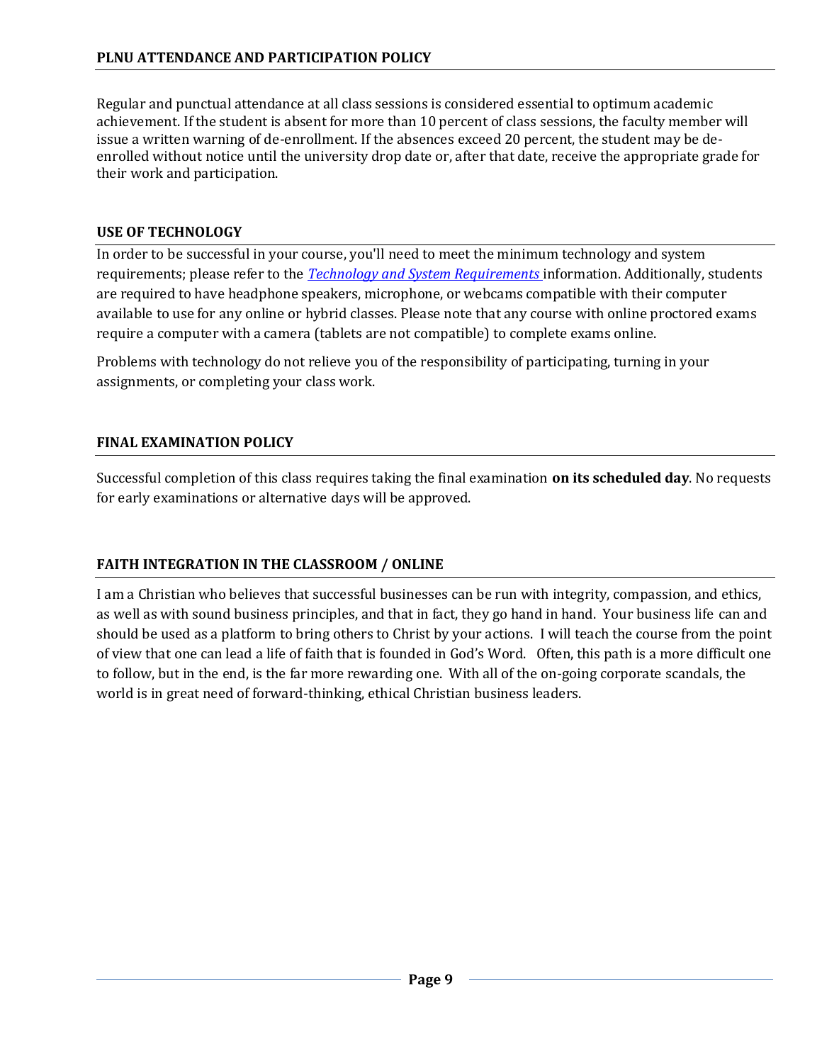## PLNU ATTENDANCE AND PARTICIPATION POLICY

Regular and punctual attendance at all class sessions is considered essential to optimum academic achievement. If the student is absent for more than 10 percent of class sessions, the faculty member will issue a written warning of de-enrollment. If the absences exceed 20 percent, the student may be de-enrolled without notice until the university drop date or, after that date, receive the appropriate grade for their work and participation.

## USE OF TECHNOLOGY

In order to be successful in your course, you'll need to meet the minimum technology and system requirements; please refer to the *Technology and System Requirements* information. Additionally, students are required to have headphone speakers, microphone, or webcams compatible with their computer available to use for any online or hybrid classes. Please note that any course with online proctored exams require a computer with a camera (tablets are not compatible) to complete exams online.

Problems with technology do not relieve you of the responsibility of participating, turning in your assignments, or completing your class work.

## FINAL EXAMINATION POLICY

Successful completion of this class requires taking the final examination **on its scheduled day**. No requests for early examinations or alternative days will be approved.

## FAITH INTEGRATION IN THE CLASSROOM / ONLINE

I am a Christian who believes that successful businesses can be run with integrity, compassion, and ethics, as well as with sound business principles, and that in fact, they go hand in hand. Your business life can and should be used as a platform to bring others to Christ by your actions. I will teach the course from the point of view that one can lead a life of faith that is founded in God's Word. Often, this path is a more difficult one to follow, but in the end, is the far more rewarding one. With all of the on-going corporate scandals, the world is in great need of forward-thinking, ethical Christian business leaders.